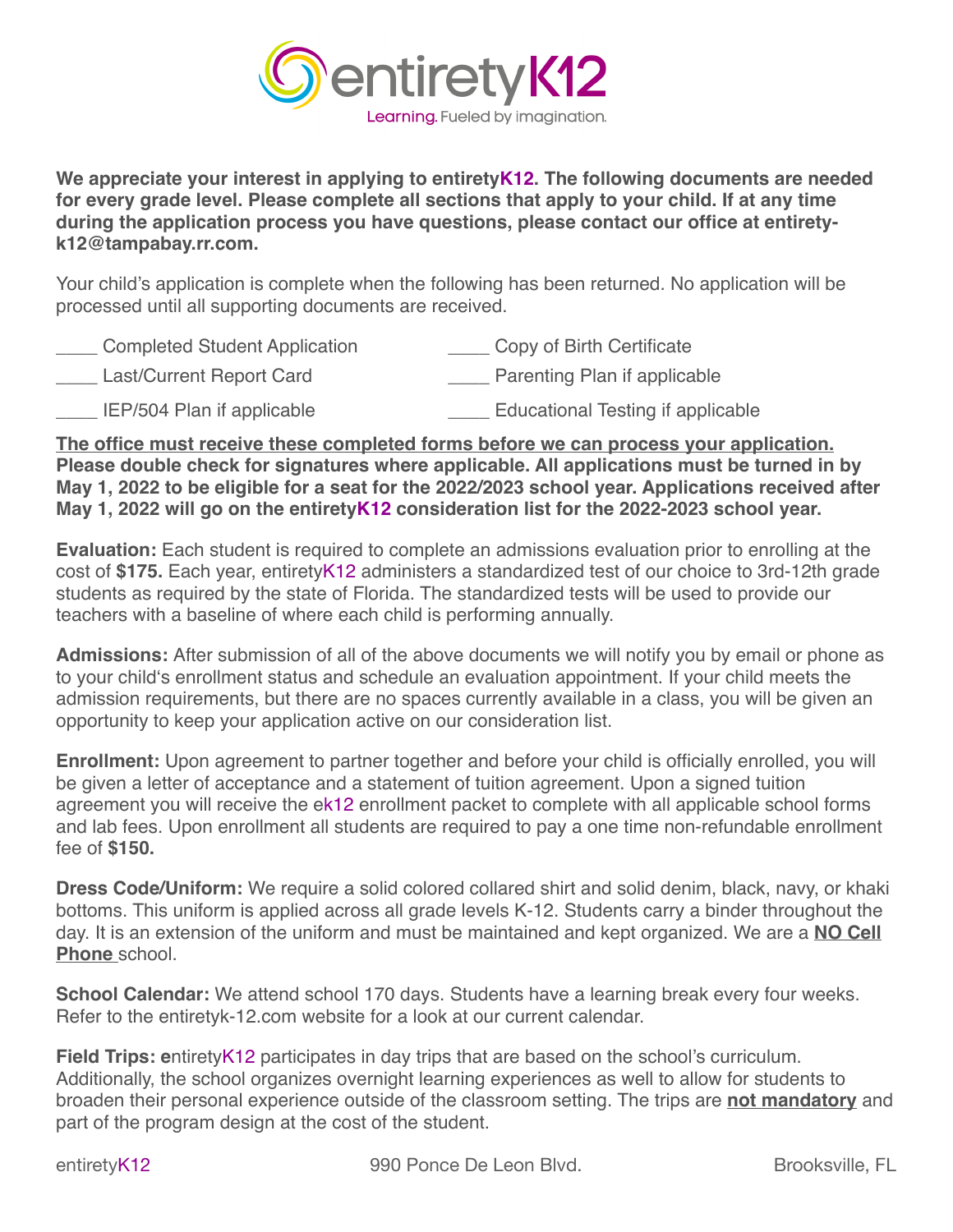# entiretyK12

Learning. Fueled by imagination.

**We appreciate your interest in applying to entiretyK12. The following documents are needed for every grade level. Please complete all sections that apply to your child. If at any time during the application process you have questions, please contact our office at entirety-k12@tampabay.rr.com.**

Your child's application is complete when the following has been returned. No application will be processed until all supporting documents are received.

____ Completed Student Application

____ Last/Current Report Card

____ IEP/504 Plan if applicable

____ Copy of Birth Certificate

____ Parenting Plan if applicable

____ Educational Testing if applicable

**<u>The office must receive these completed forms before we can process your application.</u> Please double check for signatures where applicable. All applications must be turned in by May 1, 2022 to be eligible for a seat for the 2022/2023 school year. Applications received after May 1, 2022 will go on the entiretyK12 consideration list for the 2022-2023 school year.**

**Evaluation:** Each student is required to complete an admissions evaluation prior to enrolling at the cost of **$175.** Each year, entiretyK12 administers a standardized test of our choice to 3rd-12th grade students as required by the state of Florida. The standardized tests will be used to provide our teachers with a baseline of where each child is performing annually.

**Admissions:** After submission of all of the above documents we will notify you by email or phone as to your child's enrollment status and schedule an evaluation appointment. If your child meets the admission requirements, but there are no spaces currently available in a class, you will be given an opportunity to keep your application active on our consideration list.

**Enrollment:** Upon agreement to partner together and before your child is officially enrolled, you will be given a letter of acceptance and a statement of tuition agreement. Upon a signed tuition agreement you will receive the ek12 enrollment packet to complete with all applicable school forms and lab fees. Upon enrollment all students are required to pay a one time non-refundable enrollment fee of **$150.**

**Dress Code/Uniform:** We require a solid colored collared shirt and solid denim, black, navy, or khaki bottoms. This uniform is applied across all grade levels K-12. Students carry a binder throughout the day. It is an extension of the uniform and must be maintained and kept organized. We are a **<u>NO Cell Phone</u>** school.

**School Calendar:** We attend school 170 days. Students have a learning break every four weeks. Refer to the entiretyk-12.com website for a look at our current calendar.

**Field Trips: e**ntiretyK12 participates in day trips that are based on the school's curriculum. Additionally, the school organizes overnight learning experiences as well to allow for students to broaden their personal experience outside of the classroom setting. The trips are **<u>not mandatory</u>** and part of the program design at the cost of the student.

entiretyK12 990 Ponce De Leon Blvd. Brooksville, FL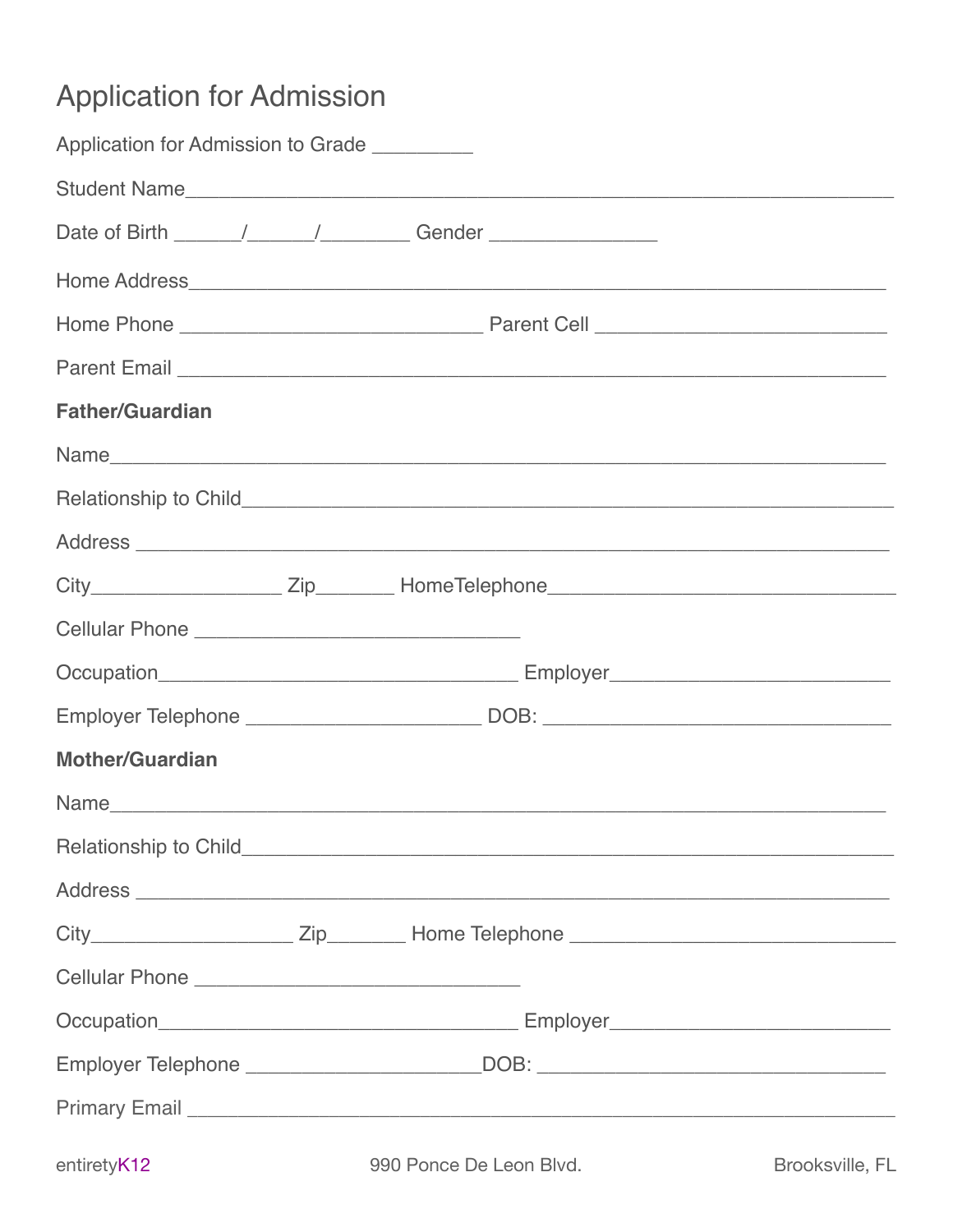# Application for Admission

Application for Admission to Grade _________

Student Name_______________________________________________________________

Date of Birth ______/______/________ Gender _______________

Home Address_______________________________________________________________

Home Phone ____________________________ Parent Cell ___________________________

Parent Email _______________________________________________________________

**Father/Guardian**

Name______________________________________________________________________

Relationship to Child_________________________________________________________

Address ___________________________________________________________________

City_________________ Zip_______ HomeTelephone________________________________

Cellular Phone ______________________________

Occupation_________________________________ Employer__________________________

Employer Telephone _____________________ DOB: ________________________________

**Mother/Guardian**

Name______________________________________________________________________

Relationship to Child_________________________________________________________

Address ___________________________________________________________________

City__________________ Zip_______ Home Telephone ______________________________

Cellular Phone ______________________________

Occupation_________________________________ Employer__________________________

Employer Telephone _____________________DOB: ________________________________

Primary Email _______________________________________________________________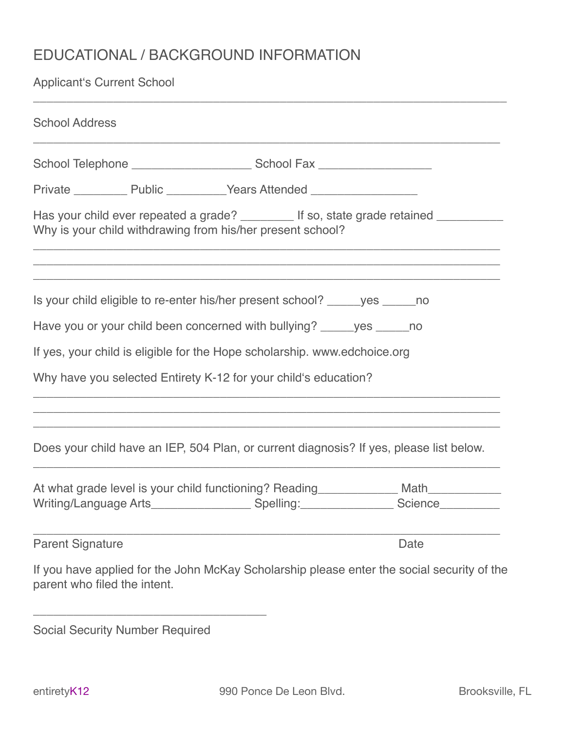# EDUCATIONAL / BACKGROUND INFORMATION

Applicant's Current School

_______________________________________________________________________________

School Address

_______________________________________________________________________________

School Telephone ___________________ School Fax _________________

Private ________ Public _________Years Attended ________________

Has your child ever repeated a grade? ________ If so, state grade retained __________
Why is your child withdrawing from his/her present school?

_______________________________________________________________________________
_______________________________________________________________________________
_______________________________________________________________________________

Is your child eligible to re-enter his/her present school? _____yes _____no

Have you or your child been concerned with bullying? _____yes _____no

If yes, your child is eligible for the Hope scholarship. www.edchoice.org

Why have you selected Entirety K-12 for your child's education?

_______________________________________________________________________________
_______________________________________________________________________________
_______________________________________________________________________________

Does your child have an IEP, 504 Plan, or current diagnosis? If yes, please list below.

_______________________________________________________________________________

At what grade level is your child functioning? Reading____________ Math___________
Writing/Language Arts_______________ Spelling:______________ Science_________

_______________________________________________________________________________

Parent Signature Date

If you have applied for the John McKay Scholarship please enter the social security of the parent who filed the intent.

____________________________________

Social Security Number Required

entiretyK12 990 Ponce De Leon Blvd. Brooksville, FL